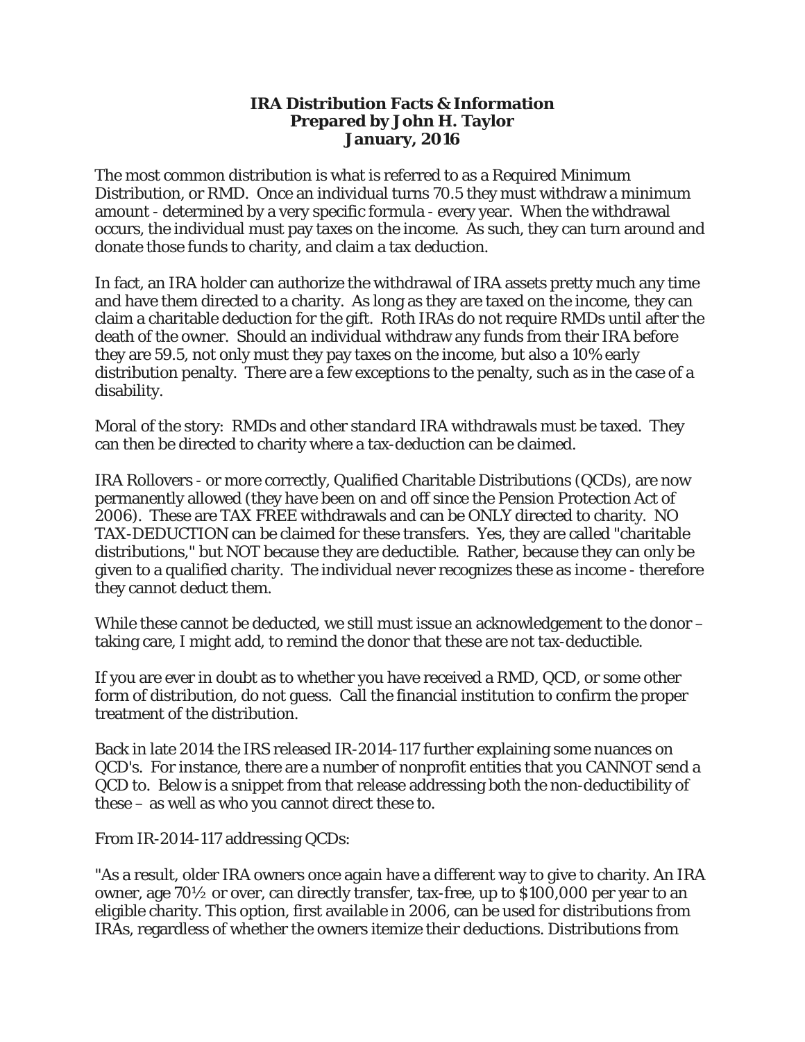**IRA Distribution Facts & Information**
**Prepared by John H. Taylor**
**January, 2016**

The most common distribution is what is referred to as a Required Minimum Distribution, or RMD. Once an individual turns 70.5 they must withdraw a minimum amount - determined by a very specific formula - every year. When the withdrawal occurs, the individual must pay taxes on the income. As such, they can turn around and donate those funds to charity, and claim a tax deduction.

In fact, an IRA holder can authorize the withdrawal of IRA assets pretty much any time and have them directed to a charity. As long as they are taxed on the income, they can claim a charitable deduction for the gift. Roth IRAs do not require RMDs until after the death of the owner. Should an individual withdraw any funds from their IRA before they are 59.5, not only must they pay taxes on the income, but also a 10% early distribution penalty. There are a few exceptions to the penalty, such as in the case of a disability.

Moral of the story: RMDs and other *standard* IRA withdrawals must be taxed. They can then be directed to charity where a tax-deduction can be claimed.

IRA Rollovers - or more correctly, Qualified Charitable Distributions (QCDs), are now permanently allowed (they have been on and off since the Pension Protection Act of 2006). These are TAX FREE withdrawals and can be ONLY directed to charity. NO TAX-DEDUCTION can be claimed for these transfers. Yes, they are called "charitable distributions," but NOT because they are deductible. Rather, because they can only be given to a qualified charity. The individual never recognizes these as income - therefore they cannot deduct them.

While these cannot be deducted, we still must issue an acknowledgement to the donor – taking care, I might add, to remind the donor that these are not tax-deductible.

If you are ever in doubt as to whether you have received a RMD, QCD, or some other form of distribution, do not guess. Call the financial institution to confirm the proper treatment of the distribution.

Back in late 2014 the IRS released IR-2014-117 further explaining some nuances on QCD's. For instance, there are a number of nonprofit entities that you CANNOT send a QCD to. Below is a snippet from that release addressing both the non-deductibility of these – as well as who you cannot direct these to.

From IR-2014-117 addressing QCDs:

"As a result, older IRA owners once again have a different way to give to charity. An IRA owner, age 70½ or over, can directly transfer, tax-free, up to $100,000 per year to an eligible charity. This option, first available in 2006, can be used for distributions from IRAs, regardless of whether the owners itemize their deductions. Distributions from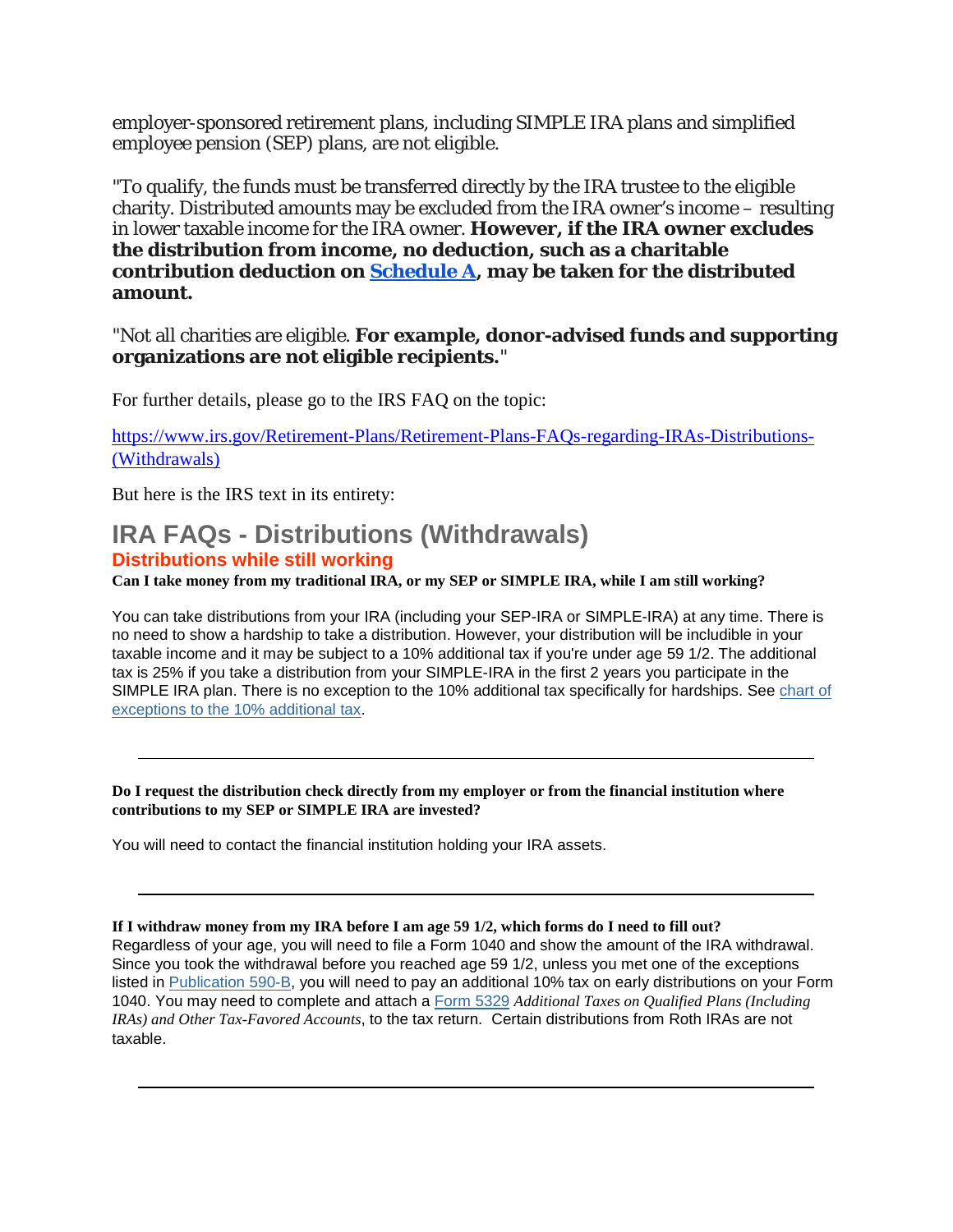employer-sponsored retirement plans, including SIMPLE IRA plans and simplified employee pension (SEP) plans, are not eligible.

"To qualify, the funds must be transferred directly by the IRA trustee to the eligible charity. Distributed amounts may be excluded from the IRA owner's income – resulting in lower taxable income for the IRA owner. **However, if the IRA owner excludes the distribution from income, no deduction, such as a charitable contribution deduction on [Schedule A](), may be taken for the distributed amount.**

"Not all charities are eligible. **For example, donor-advised funds and supporting organizations are not eligible recipients.**"

For further details, please go to the IRS FAQ on the topic:

[https://www.irs.gov/Retirement-Plans/Retirement-Plans-FAQs-regarding-IRAs-Distributions-(Withdrawals)](https://www.irs.gov/Retirement-Plans/Retirement-Plans-FAQs-regarding-IRAs-Distributions-(Withdrawals))

But here is the IRS text in its entirety:

# IRA FAQs - Distributions (Withdrawals)

## Distributions while still working

**Can I take money from my traditional IRA, or my SEP or SIMPLE IRA, while I am still working?**

You can take distributions from your IRA (including your SEP-IRA or SIMPLE-IRA) at any time. There is no need to show a hardship to take a distribution. However, your distribution will be includible in your taxable income and it may be subject to a 10% additional tax if you're under age 59 1/2. The additional tax is 25% if you take a distribution from your SIMPLE-IRA in the first 2 years you participate in the SIMPLE IRA plan. There is no exception to the 10% additional tax specifically for hardships. See [chart of exceptions to the 10% additional tax]().

---

**Do I request the distribution check directly from my employer or from the financial institution where contributions to my SEP or SIMPLE IRA are invested?**

You will need to contact the financial institution holding your IRA assets.

---

**If I withdraw money from my IRA before I am age 59 1/2, which forms do I need to fill out?**
Regardless of your age, you will need to file a Form 1040 and show the amount of the IRA withdrawal. Since you took the withdrawal before you reached age 59 1/2, unless you met one of the exceptions listed in [Publication 590-B](), you will need to pay an additional 10% tax on early distributions on your Form 1040. You may need to complete and attach a [Form 5329]() *Additional Taxes on Qualified Plans (Including IRAs) and Other Tax-Favored Accounts*, to the tax return. Certain distributions from Roth IRAs are not taxable.

---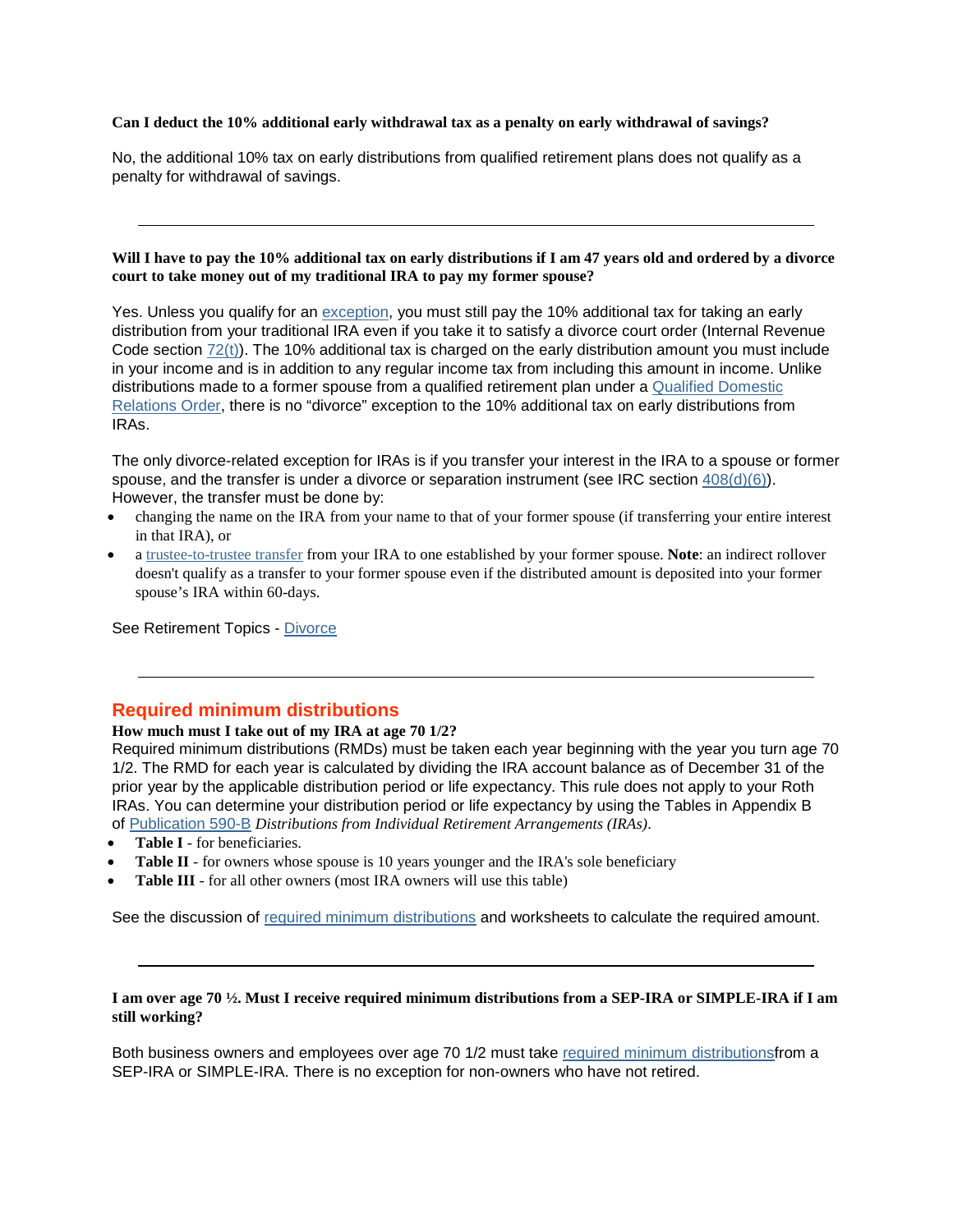**Can I deduct the 10% additional early withdrawal tax as a penalty on early withdrawal of savings?**

No, the additional 10% tax on early distributions from qualified retirement plans does not qualify as a penalty for withdrawal of savings.

---

**Will I have to pay the 10% additional tax on early distributions if I am 47 years old and ordered by a divorce court to take money out of my traditional IRA to pay my former spouse?**

Yes. Unless you qualify for an exception, you must still pay the 10% additional tax for taking an early distribution from your traditional IRA even if you take it to satisfy a divorce court order (Internal Revenue Code section 72(t)). The 10% additional tax is charged on the early distribution amount you must include in your income and is in addition to any regular income tax from including this amount in income. Unlike distributions made to a former spouse from a qualified retirement plan under a Qualified Domestic Relations Order, there is no "divorce" exception to the 10% additional tax on early distributions from IRAs.

The only divorce-related exception for IRAs is if you transfer your interest in the IRA to a spouse or former spouse, and the transfer is under a divorce or separation instrument (see IRC section 408(d)(6)). However, the transfer must be done by:

- changing the name on the IRA from your name to that of your former spouse (if transferring your entire interest in that IRA), or
- a trustee-to-trustee transfer from your IRA to one established by your former spouse. **Note**: an indirect rollover doesn't qualify as a transfer to your former spouse even if the distributed amount is deposited into your former spouse's IRA within 60-days.

See Retirement Topics - Divorce

---

## Required minimum distributions

**How much must I take out of my IRA at age 70 1/2?**

Required minimum distributions (RMDs) must be taken each year beginning with the year you turn age 70 1/2. The RMD for each year is calculated by dividing the IRA account balance as of December 31 of the prior year by the applicable distribution period or life expectancy. This rule does not apply to your Roth IRAs. You can determine your distribution period or life expectancy by using the Tables in Appendix B of Publication 590-B *Distributions from Individual Retirement Arrangements (IRAs)*.

- **Table I** - for beneficiaries.
- **Table II** - for owners whose spouse is 10 years younger and the IRA's sole beneficiary
- **Table III** - for all other owners (most IRA owners will use this table)

See the discussion of required minimum distributions and worksheets to calculate the required amount.

---

**I am over age 70 ½. Must I receive required minimum distributions from a SEP-IRA or SIMPLE-IRA if I am still working?**

Both business owners and employees over age 70 1/2 must take required minimum distributionsfrom a SEP-IRA or SIMPLE-IRA. There is no exception for non-owners who have not retired.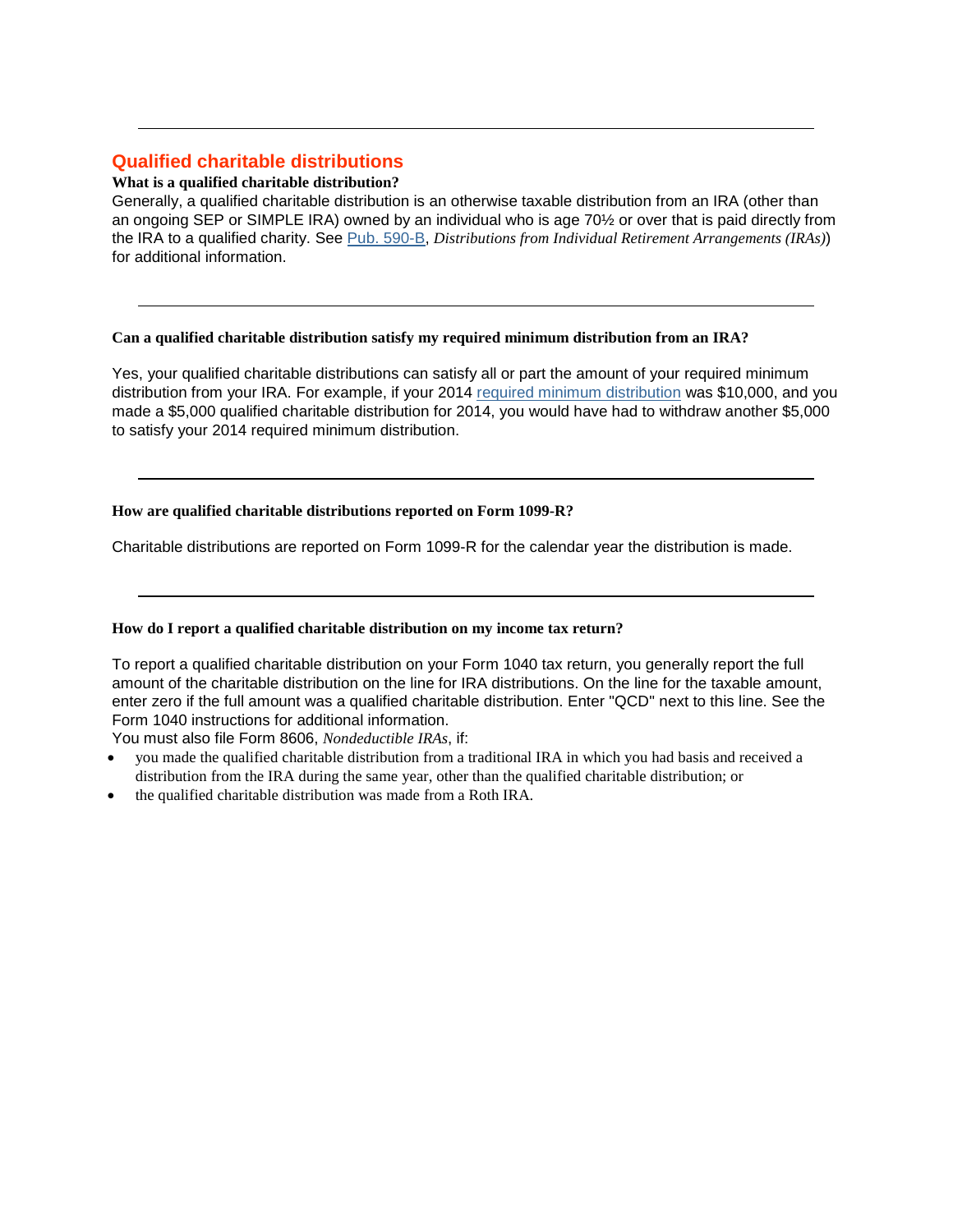---

## Qualified charitable distributions

**What is a qualified charitable distribution?**

Generally, a qualified charitable distribution is an otherwise taxable distribution from an IRA (other than an ongoing SEP or SIMPLE IRA) owned by an individual who is age 70½ or over that is paid directly from the IRA to a qualified charity. See Pub. 590-B, *Distributions from Individual Retirement Arrangements (IRAs)*) for additional information.

---

**Can a qualified charitable distribution satisfy my required minimum distribution from an IRA?**

Yes, your qualified charitable distributions can satisfy all or part the amount of your required minimum distribution from your IRA. For example, if your 2014 required minimum distribution was $10,000, and you made a $5,000 qualified charitable distribution for 2014, you would have had to withdraw another $5,000 to satisfy your 2014 required minimum distribution.

---

**How are qualified charitable distributions reported on Form 1099-R?**

Charitable distributions are reported on Form 1099-R for the calendar year the distribution is made.

---

**How do I report a qualified charitable distribution on my income tax return?**

To report a qualified charitable distribution on your Form 1040 tax return, you generally report the full amount of the charitable distribution on the line for IRA distributions. On the line for the taxable amount, enter zero if the full amount was a qualified charitable distribution. Enter "QCD" next to this line. See the Form 1040 instructions for additional information.

You must also file Form 8606, *Nondeductible IRAs*, if:

- you made the qualified charitable distribution from a traditional IRA in which you had basis and received a distribution from the IRA during the same year, other than the qualified charitable distribution; or
- the qualified charitable distribution was made from a Roth IRA.